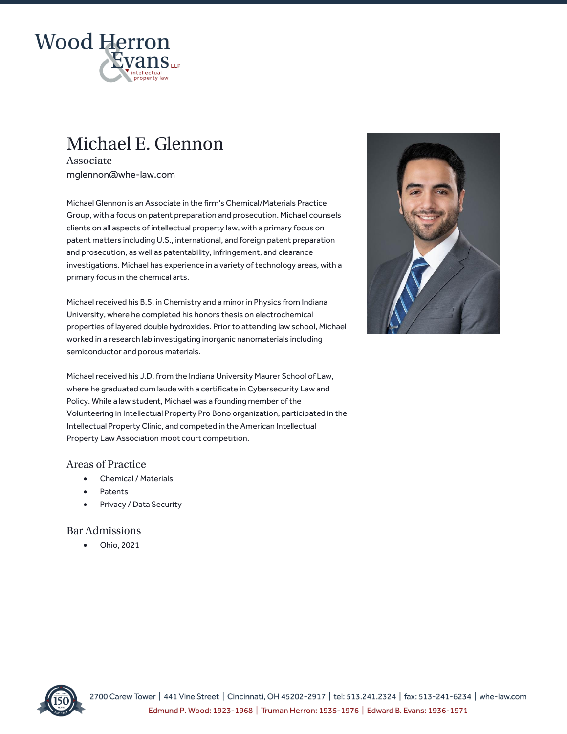# Michael E. Glennon

Associate

mglennon@whe-law.com

Michael Glennon is an Associate in the firm's Chemical/Materials Practice Group, with a focus on patent preparation and prosecution. Michael counsels clients on all aspects of intellectual property law, with a primary focus on patent matters including U.S., international, and foreign patent preparation and prosecution, as well as patentability, infringement, and clearance investigations. Michael has experience in a variety of technology areas, with a primary focus in the chemical arts.

Michael received his B.S. in Chemistry and a minor in Physics from Indiana University, where he completed his honors thesis on electrochemical properties of layered double hydroxides. Prior to attending law school, Michael worked in a research lab investigating inorganic nanomaterials including semiconductor and porous materials.

Michael received his J.D. from the Indiana University Maurer School of Law, where he graduated cum laude with a certificate in Cybersecurity Law and Policy. While a law student, Michael was a founding member of the Volunteering in Intellectual Property Pro Bono organization, participated in the Intellectual Property Clinic, and competed in the American Intellectual Property Law Association moot court competition.

## Areas of Practice

- Chemical / Materials
- Patents
- Privacy / Data Security

## Bar Admissions

- Ohio, 2021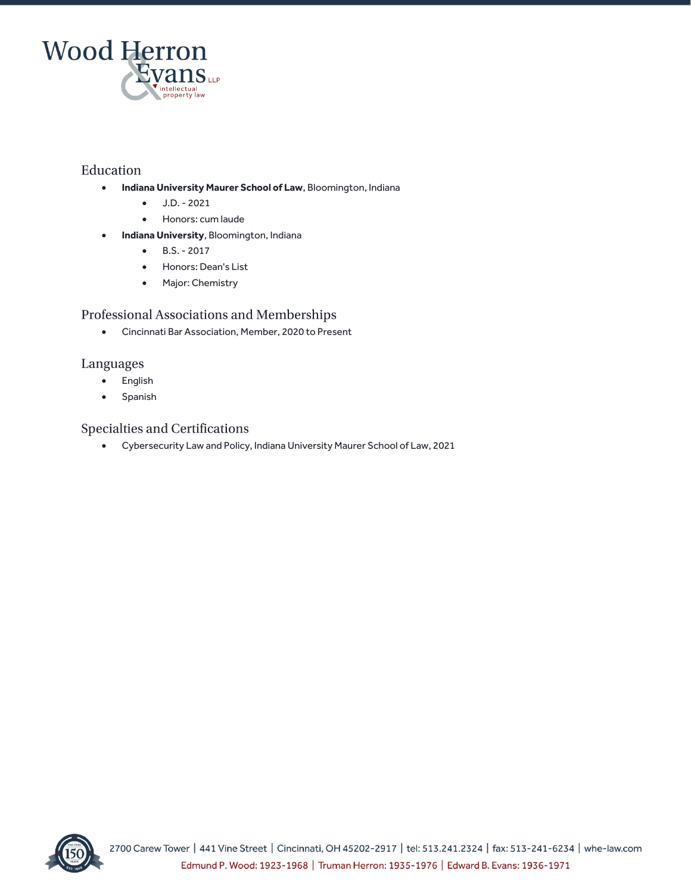## Education

- **Indiana University Maurer School of Law**, Bloomington, Indiana
  - J.D. - 2021
  - Honors: cum laude
- **Indiana University**, Bloomington, Indiana
  - B.S. - 2017
  - Honors: Dean's List
  - Major: Chemistry

## Professional Associations and Memberships

- Cincinnati Bar Association, Member, 2020 to Present

## Languages

- English
- Spanish

## Specialties and Certifications

- Cybersecurity Law and Policy, Indiana University Maurer School of Law, 2021